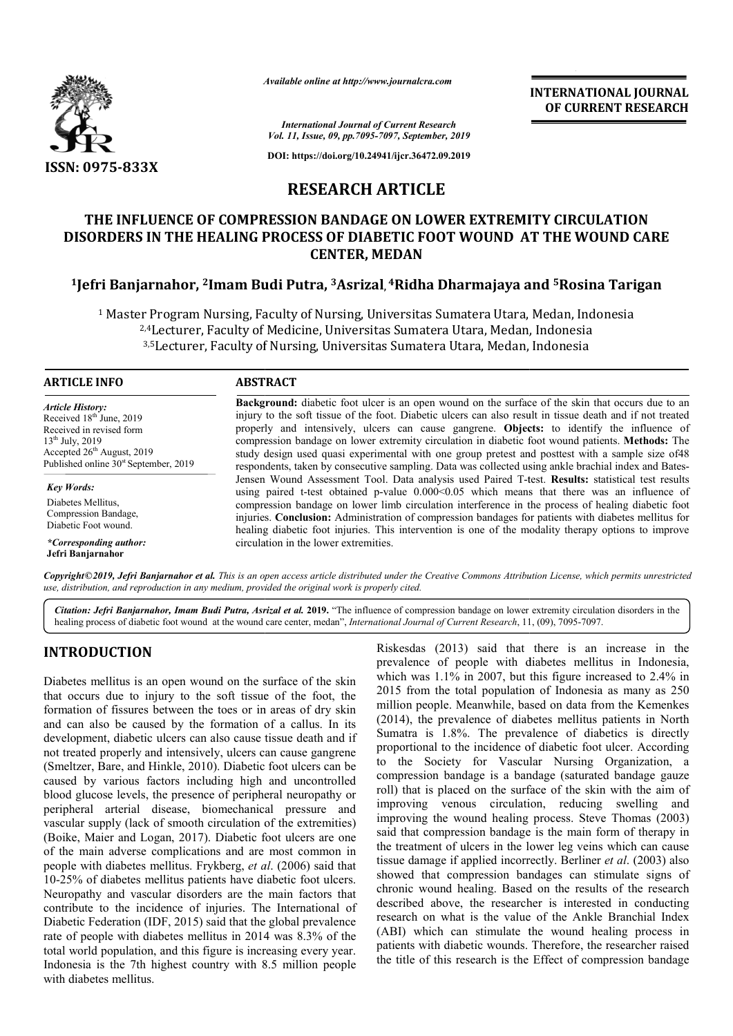*Available online at http://www.journalcra.com*

*International Journal of Current Research*
*Vol. 11, Issue, 09, pp.7095-7097, September, 2019*

**DOI: https://doi.org/10.24941/ijcr.36472.09.2019**

**INTERNATIONAL JOURNAL OF CURRENT RESEARCH**

**ISSN: 0975-833X**

# RESEARCH ARTICLE

# THE INFLUENCE OF COMPRESSION BANDAGE ON LOWER EXTREMITY CIRCULATION DISORDERS IN THE HEALING PROCESS OF DIABETIC FOOT WOUND AT THE WOUND CARE CENTER, MEDAN

**[1]Jefri Banjarnahor, [2]Imam Budi Putra, [3]Asrizal, [4]Ridha Dharmajaya and [5]Rosina Tarigan**

[1] Master Program Nursing, Faculty of Nursing, Universitas Sumatera Utara, Medan, Indonesia
[2,4]Lecturer, Faculty of Medicine, Universitas Sumatera Utara, Medan, Indonesia
[3,5]Lecturer, Faculty of Nursing, Universitas Sumatera Utara, Medan, Indonesia

## ARTICLE INFO

*Article History:*
Received 18th June, 2019
Received in revised form
13th July, 2019
Accepted 26th August, 2019
Published online 30st September, 2019

*Key Words:*
Diabetes Mellitus,
Compression Bandage,
Diabetic Foot wound.

*\*Corresponding author:*
**Jefri Banjarnahor**

## ABSTRACT

**Background:** diabetic foot ulcer is an open wound on the surface of the skin that occurs due to an injury to the soft tissue of the foot. Diabetic ulcers can also result in tissue death and if not treated properly and intensively, ulcers can cause gangrene. **Objects:** to identify the influence of compression bandage on lower extremity circulation in diabetic foot wound patients. **Methods:** The study design used quasi experimental with one group pretest and posttest with a sample size of48 respondents, taken by consecutive sampling. Data was collected using ankle brachial index and Bates-Jensen Wound Assessment Tool. Data analysis used Paired T-test. **Results:** statistical test results using paired t-test obtained p-value 0.000<0.05 which means that there was an influence of compression bandage on lower limb circulation interference in the process of healing diabetic foot injuries. **Conclusion:** Administration of compression bandages for patients with diabetes mellitus for healing diabetic foot injuries. This intervention is one of the modality therapy options to improve circulation in the lower extremities.

*Copyright©2019, Jefri Banjarnahor et al. This is an open access article distributed under the Creative Commons Attribution License, which permits unrestricted use, distribution, and reproduction in any medium, provided the original work is properly cited.*

***Citation:** Jefri Banjarnahor, Imam Budi Putra, Asrizal et al. 2019.* "The influence of compression bandage on lower extremity circulation disorders in the healing process of diabetic foot wound at the wound care center, medan", *International Journal of Current Research*, 11, (09), 7095-7097.

## INTRODUCTION

Diabetes mellitus is an open wound on the surface of the skin that occurs due to injury to the soft tissue of the foot, the formation of fissures between the toes or in areas of dry skin and can also be caused by the formation of a callus. In its development, diabetic ulcers can also cause tissue death and if not treated properly and intensively, ulcers can cause gangrene (Smeltzer, Bare, and Hinkle, 2010). Diabetic foot ulcers can be caused by various factors including high and uncontrolled blood glucose levels, the presence of peripheral neuropathy or peripheral arterial disease, biomechanical pressure and vascular supply (lack of smooth circulation of the extremities) (Boike, Maier and Logan, 2017). Diabetic foot ulcers are one of the main adverse complications and are most common in people with diabetes mellitus. Frykberg, *et al*. (2006) said that 10-25% of diabetes mellitus patients have diabetic foot ulcers. Neuropathy and vascular disorders are the main factors that contribute to the incidence of injuries. The International of Diabetic Federation (IDF, 2015) said that the global prevalence rate of people with diabetes mellitus in 2014 was 8.3% of the total world population, and this figure is increasing every year. Indonesia is the 7th highest country with 8.5 million people with diabetes mellitus.

Riskesdas (2013) said that there is an increase in the prevalence of people with diabetes mellitus in Indonesia, which was 1.1% in 2007, but this figure increased to 2.4% in 2015 from the total population of Indonesia as many as 250 million people. Meanwhile, based on data from the Kemenkes (2014), the prevalence of diabetes mellitus patients in North Sumatra is 1.8%. The prevalence of diabetics is directly proportional to the incidence of diabetic foot ulcer. According to the Society for Vascular Nursing Organization, a compression bandage is a bandage (saturated bandage gauze roll) that is placed on the surface of the skin with the aim of improving venous circulation, reducing swelling and improving the wound healing process. Steve Thomas (2003) said that compression bandage is the main form of therapy in the treatment of ulcers in the lower leg veins which can cause tissue damage if applied incorrectly. Berliner *et al*. (2003) also showed that compression bandages can stimulate signs of chronic wound healing. Based on the results of the research described above, the researcher is interested in conducting research on what is the value of the Ankle Branchial Index (ABI) which can stimulate the wound healing process in patients with diabetic wounds. Therefore, the researcher raised the title of this research is the Effect of compression bandage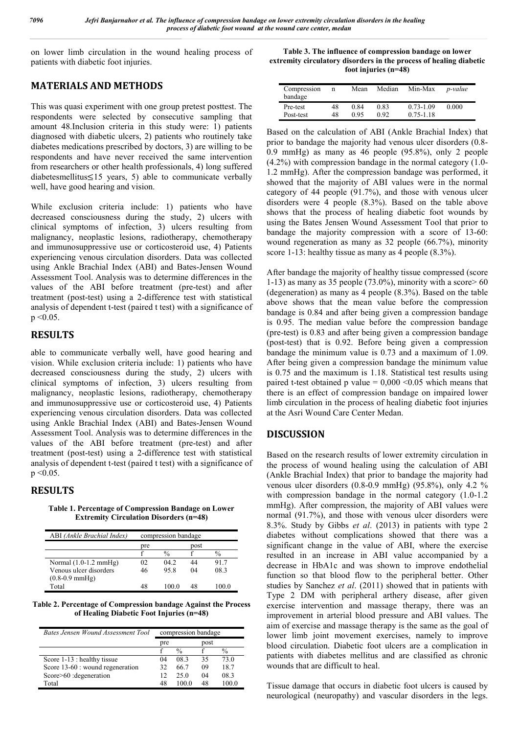on lower limb circulation in the wound healing process of patients with diabetic foot injuries.

## MATERIALS AND METHODS

This was quasi experiment with one group pretest posttest. The respondents were selected by consecutive sampling that amount 48.Inclusion criteria in this study were: 1) patients diagnosed with diabetic ulcers, 2) patients who routinely take diabetes medications prescribed by doctors, 3) are willing to be respondents and have never received the same intervention from researchers or other health professionals, 4) long suffered diabetesmellitus≤15 years, 5) able to communicate verbally well, have good hearing and vision.

While exclusion criteria include: 1) patients who have decreased consciousness during the study, 2) ulcers with clinical symptoms of infection, 3) ulcers resulting from malignancy, neoplastic lesions, radiotherapy, chemotherapy and immunosuppressive use or corticosteroid use, 4) Patients experiencing venous circulation disorders. Data was collected using Ankle Brachial Index (ABI) and Bates-Jensen Wound Assessment Tool. Analysis was to determine differences in the values of the ABI before treatment (pre-test) and after treatment (post-test) using a 2-difference test with statistical analysis of dependent t-test (paired t test) with a significance of $p < 0.05$.

## RESULTS

able to communicate verbally well, have good hearing and vision. While exclusion criteria include: 1) patients who have decreased consciousness during the study, 2) ulcers with clinical symptoms of infection, 3) ulcers resulting from malignancy, neoplastic lesions, radiotherapy, chemotherapy and immunosuppressive use or corticosteroid use, 4) Patients experiencing venous circulation disorders. Data was collected using Ankle Brachial Index (ABI) and Bates-Jensen Wound Assessment Tool. Analysis was to determine differences in the values of the ABI before treatment (pre-test) and after treatment (post-test) using a 2-difference test with statistical analysis of dependent t-test (paired t test) with a significance of $p < 0.05$.

## RESULTS

**Table 1. Percentage of Compression Bandage on Lower Extremity Circulation Disorders (n=48)**

| ABI *(Ankle Brachial Index)* | compression bandage | | | |
|---|---|---|---|---|
| | pre | | post | |
| | f | % | f | % |
| Normal (1.0-1.2 mmHg) | 02 | 04.2 | 44 | 91.7 |
| Venous ulcer disorders (0.8-0.9 mmHg) | 46 | 95.8 | 04 | 08.3 |
| Total | 48 | 100.0 | 48 | 100.0 |

**Table 2. Percentage of Compression bandage Against the Process of Healing Diabetic Foot Injuries (n=48)**

| *Bates Jensen Wound Assessment Tool* | compression bandage | | | |
|---|---|---|---|---|
| | pre | | post | |
| | f | % | f | % |
| Score 1-13 : healthy tissue | 04 | 08.3 | 35 | 73.0 |
| Score 13-60 : wound regeneration | 32 | 66.7 | 09 | 18.7 |
| Score>60 :degeneration | 12 | 25.0 | 04 | 08.3 |
| Total | 48 | 100.0 | 48 | 100.0 |

**Table 3. The influence of compression bandage on lower extremity circulatory disorders in the process of healing diabetic foot injuries (n=48)**

| Compression bandage | n | Mean | Median | Min-Max | *p-value* |
|---|---|---|---|---|---|
| Pre-test | 48 | 0.84 | 0.83 | 0.73-1.09 | 0.000 |
| Post-test | 48 | 0.95 | 0.92 | 0.75-1.18 | |

Based on the calculation of ABI (Ankle Brachial Index) that prior to bandage the majority had venous ulcer disorders (0.8-0.9 mmHg) as many as 46 people (95.8%), only 2 people (4.2%) with compression bandage in the normal category (1.0-1.2 mmHg). After the compression bandage was performed, it showed that the majority of ABI values were in the normal category of 44 people (91.7%), and those with venous ulcer disorders were 4 people (8.3%). Based on the table above shows that the process of healing diabetic foot wounds by using the Bates Jensen Wound Assessment Tool that prior to bandage the majority compression with a score of 13-60: wound regeneration as many as 32 people (66.7%), minority score 1-13: healthy tissue as many as 4 people (8.3%).

After bandage the majority of healthy tissue compressed (score 1-13) as many as 35 people (73.0%), minority with a score> 60 (degeneration) as many as 4 people (8.3%). Based on the table above shows that the mean value before the compression bandage is 0.84 and after being given a compression bandage is 0.95. The median value before the compression bandage (pre-test) is 0.83 and after being given a compression bandage (post-test) that is 0.92. Before being given a compression bandage the minimum value is 0.73 and a maximum of 1.09. After being given a compression bandage the minimum value is 0.75 and the maximum is 1.18. Statistical test results using paired t-test obtained p value = 0,000 <0.05 which means that there is an effect of compression bandage on impaired lower limb circulation in the process of healing diabetic foot injuries at the Asri Wound Care Center Medan.

## DISCUSSION

Based on the research results of lower extremity circulation in the process of wound healing using the calculation of ABI (Ankle Brachial Index) that prior to bandage the majority had venous ulcer disorders (0.8-0.9 mmHg) (95.8%), only 4.2 % with compression bandage in the normal category (1.0-1.2 mmHg). After compression, the majority of ABI values were normal (91.7%), and those with venous ulcer disorders were 8.3%. Study by Gibbs *et al*. (2013) in patients with type 2 diabetes without complications showed that there was a significant change in the value of ABI, where the exercise resulted in an increase in ABI value accompanied by a decrease in HbA1c and was shown to improve endothelial function so that blood flow to the peripheral better. Other studies by Sanchez *et al*. (2011) showed that in patients with Type 2 DM with peripheral arthery disease, after given exercise intervention and massage therapy, there was an improvement in arterial blood pressure and ABI values. The aim of exercise and massage therapy is the same as the goal of lower limb joint movement exercises, namely to improve blood circulation. Diabetic foot ulcers are a complication in patients with diabetes mellitus and are classified as chronic wounds that are difficult to heal.

Tissue damage that occurs in diabetic foot ulcers is caused by neurological (neuropathy) and vascular disorders in the legs.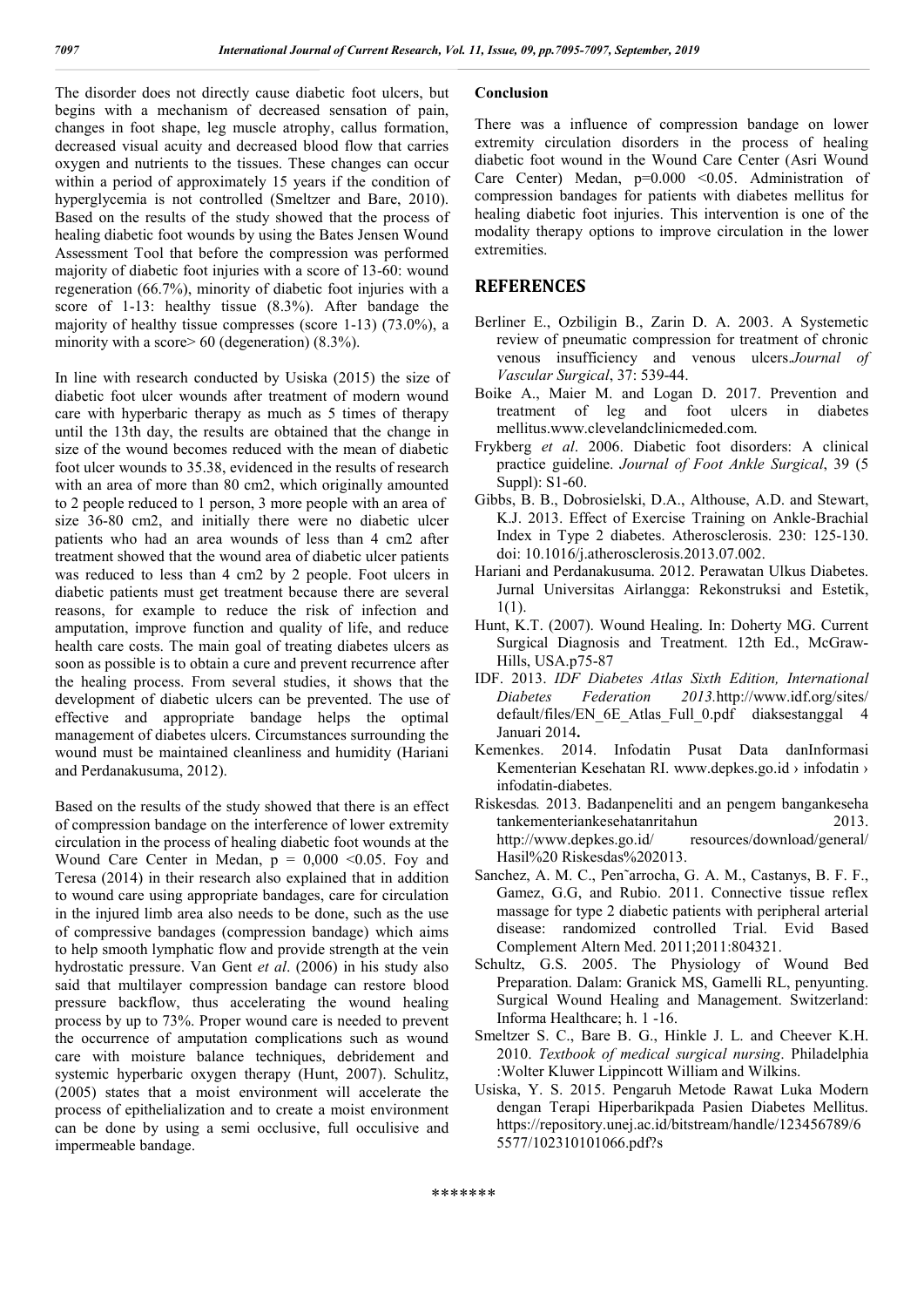The disorder does not directly cause diabetic foot ulcers, but begins with a mechanism of decreased sensation of pain, changes in foot shape, leg muscle atrophy, callus formation, decreased visual acuity and decreased blood flow that carries oxygen and nutrients to the tissues. These changes can occur within a period of approximately 15 years if the condition of hyperglycemia is not controlled (Smeltzer and Bare, 2010). Based on the results of the study showed that the process of healing diabetic foot wounds by using the Bates Jensen Wound Assessment Tool that before the compression was performed majority of diabetic foot injuries with a score of 13-60: wound regeneration (66.7%), minority of diabetic foot injuries with a score of 1-13: healthy tissue (8.3%). After bandage the majority of healthy tissue compresses (score 1-13) (73.0%), a minority with a score> 60 (degeneration) (8.3%).

In line with research conducted by Usiska (2015) the size of diabetic foot ulcer wounds after treatment of modern wound care with hyperbaric therapy as much as 5 times of therapy until the 13th day, the results are obtained that the change in size of the wound becomes reduced with the mean of diabetic foot ulcer wounds to 35.38, evidenced in the results of research with an area of more than 80 cm2, which originally amounted to 2 people reduced to 1 person, 3 more people with an area of size 36-80 cm2, and initially there were no diabetic ulcer patients who had an area wounds of less than 4 cm2 after treatment showed that the wound area of diabetic ulcer patients was reduced to less than 4 cm2 by 2 people. Foot ulcers in diabetic patients must get treatment because there are several reasons, for example to reduce the risk of infection and amputation, improve function and quality of life, and reduce health care costs. The main goal of treating diabetes ulcers as soon as possible is to obtain a cure and prevent recurrence after the healing process. From several studies, it shows that the development of diabetic ulcers can be prevented. The use of effective and appropriate bandage helps the optimal management of diabetes ulcers. Circumstances surrounding the wound must be maintained cleanliness and humidity (Hariani and Perdanakusuma, 2012).

Based on the results of the study showed that there is an effect of compression bandage on the interference of lower extremity circulation in the process of healing diabetic foot wounds at the Wound Care Center in Medan, p = 0,000 <0.05. Foy and Teresa (2014) in their research also explained that in addition to wound care using appropriate bandages, care for circulation in the injured limb area also needs to be done, such as the use of compressive bandages (compression bandage) which aims to help smooth lymphatic flow and provide strength at the vein hydrostatic pressure. Van Gent *et al*. (2006) in his study also said that multilayer compression bandage can restore blood pressure backflow, thus accelerating the wound healing process by up to 73%. Proper wound care is needed to prevent the occurrence of amputation complications such as wound care with moisture balance techniques, debridement and systemic hyperbaric oxygen therapy (Hunt, 2007). Schulitz, (2005) states that a moist environment will accelerate the process of epithelialization and to create a moist environment can be done by using a semi occlusive, full occulisive and impermeable bandage.

## Conclusion

There was a influence of compression bandage on lower extremity circulation disorders in the process of healing diabetic foot wound in the Wound Care Center (Asri Wound Care Center) Medan, p=0.000 <0.05. Administration of compression bandages for patients with diabetes mellitus for healing diabetic foot injuries. This intervention is one of the modality therapy options to improve circulation in the lower extremities.

## REFERENCES

Berliner E., Ozbiligin B., Zarin D. A. 2003. A Systemetic review of pneumatic compression for treatment of chronic venous insufficiency and venous ulcers.*Journal of Vascular Surgical*, 37: 539-44.

Boike A., Maier M. and Logan D. 2017. Prevention and treatment of leg and foot ulcers in diabetes mellitus.www.clevelandclinicmeded.com.

Frykberg *et al*. 2006. Diabetic foot disorders: A clinical practice guideline. *Journal of Foot Ankle Surgical*, 39 (5 Suppl): S1-60.

Gibbs, B. B., Dobrosielski, D.A., Althouse, A.D. and Stewart, K.J. 2013. Effect of Exercise Training on Ankle-Brachial Index in Type 2 diabetes. Atherosclerosis. 230: 125-130. doi: 10.1016/j.atherosclerosis.2013.07.002.

Hariani and Perdanakusuma. 2012. Perawatan Ulkus Diabetes. Jurnal Universitas Airlangga: Rekonstruksi dan Estetik, 1(1).

Hunt, K.T. (2007). Wound Healing. In: Doherty MG. Current Surgical Diagnosis and Treatment. 12th Ed., McGraw-Hills, USA.p75-87

IDF. 2013. *IDF Diabetes Atlas Sixth Edition, International Diabetes Federation 2013.*http://www.idf.org/sites/default/files/EN_6E_Atlas_Full_0.pdf diaksestanggal 4 Januari 2014**.**

Kemenkes. 2014. Infodatin Pusat Data danInformasi Kementerian Kesehatan RI. www.depkes.go.id › infodatin › infodatin-diabetes.

Riskesdas*.* 2013. Badanpeneliti and an pengem bangankeseha tankementeriankesehatanritahun 2013. http://www.depkes.go.id/ resources/download/general/ Hasil%20 Riskesdas%202013.

Sanchez, A. M. C., Pen˜arrocha, G. A. M., Castanys, B. F. F., Gamez, G.G, and Rubio. 2011. Connective tissue reflex massage for type 2 diabetic patients with peripheral arterial disease: randomized controlled Trial. Evid Based Complement Altern Med. 2011;2011:804321.

Schultz, G.S. 2005. The Physiology of Wound Bed Preparation. Dalam: Granick MS, Gamelli RL, penyunting. Surgical Wound Healing and Management. Switzerland: Informa Healthcare; h. 1 -16.

Smeltzer S. C., Bare B. G., Hinkle J. L. and Cheever K.H. 2010. *Textbook of medical surgical nursing*. Philadelphia :Wolter Kluwer Lippincott William and Wilkins.

Usiska, Y. S. 2015. Pengaruh Metode Rawat Luka Modern dengan Terapi Hiperbarikpada Pasien Diabetes Mellitus. https://repository.unej.ac.id/bitstream/handle/123456789/65577/102310101066.pdf?s

*******